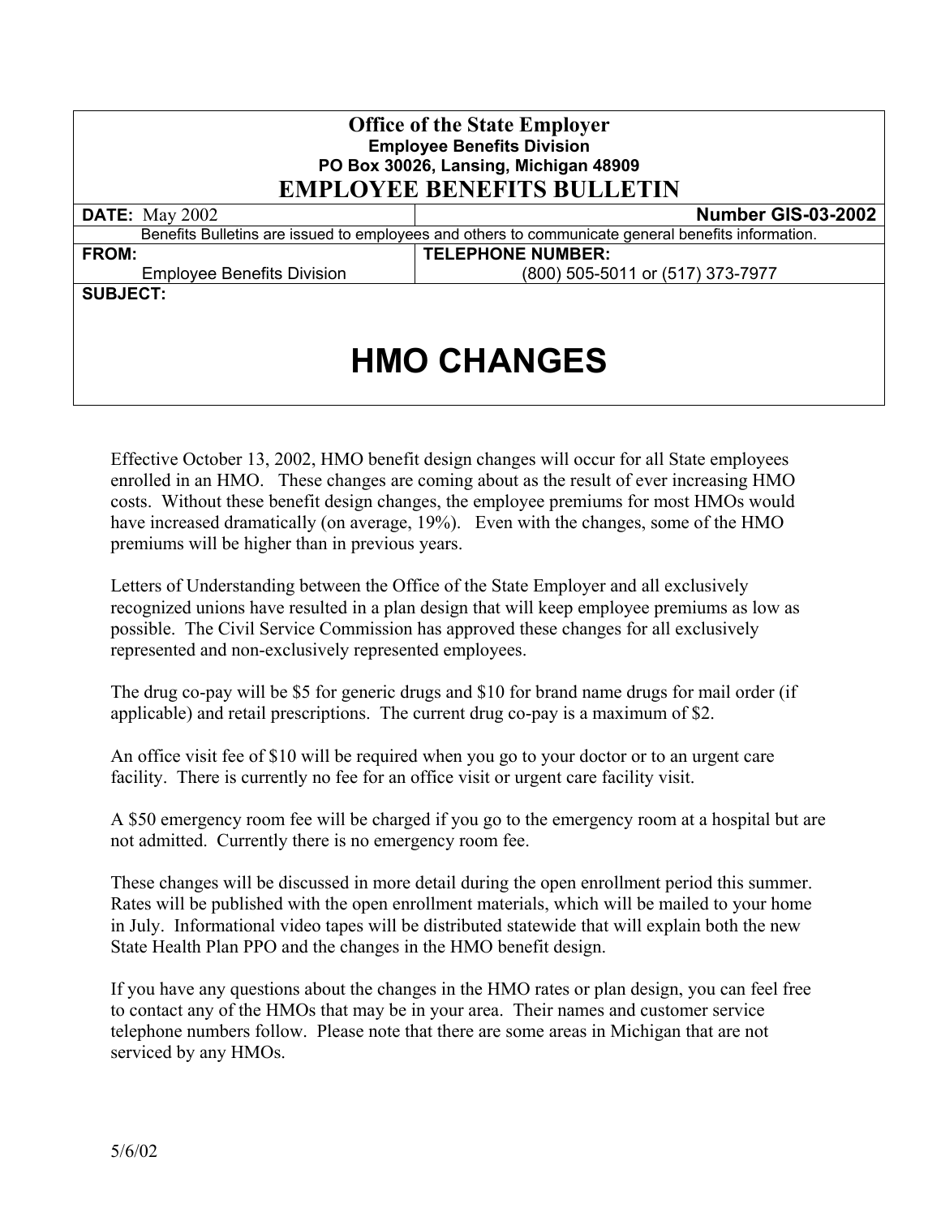**Office of the State Employer**
**Employee Benefits Division**
**PO Box 30026, Lansing, Michigan 48909**

# EMPLOYEE BENEFITS BULLETIN

| **DATE:** May 2002 | **Number GIS-03-2002** |
|---|---|
| Benefits Bulletins are issued to employees and others to communicate general benefits information. | |
| **FROM:** Employee Benefits Division | **TELEPHONE NUMBER:** (800) 505-5011 or (517) 373-7977 |

**SUBJECT:**

## HMO CHANGES

Effective October 13, 2002, HMO benefit design changes will occur for all State employees enrolled in an HMO. These changes are coming about as the result of ever increasing HMO costs. Without these benefit design changes, the employee premiums for most HMOs would have increased dramatically (on average, 19%). Even with the changes, some of the HMO premiums will be higher than in previous years.

Letters of Understanding between the Office of the State Employer and all exclusively recognized unions have resulted in a plan design that will keep employee premiums as low as possible. The Civil Service Commission has approved these changes for all exclusively represented and non-exclusively represented employees.

The drug co-pay will be $5 for generic drugs and $10 for brand name drugs for mail order (if applicable) and retail prescriptions. The current drug co-pay is a maximum of $2.

An office visit fee of $10 will be required when you go to your doctor or to an urgent care facility. There is currently no fee for an office visit or urgent care facility visit.

A $50 emergency room fee will be charged if you go to the emergency room at a hospital but are not admitted. Currently there is no emergency room fee.

These changes will be discussed in more detail during the open enrollment period this summer. Rates will be published with the open enrollment materials, which will be mailed to your home in July. Informational video tapes will be distributed statewide that will explain both the new State Health Plan PPO and the changes in the HMO benefit design.

If you have any questions about the changes in the HMO rates or plan design, you can feel free to contact any of the HMOs that may be in your area. Their names and customer service telephone numbers follow. Please note that there are some areas in Michigan that are not serviced by any HMOs.

5/6/02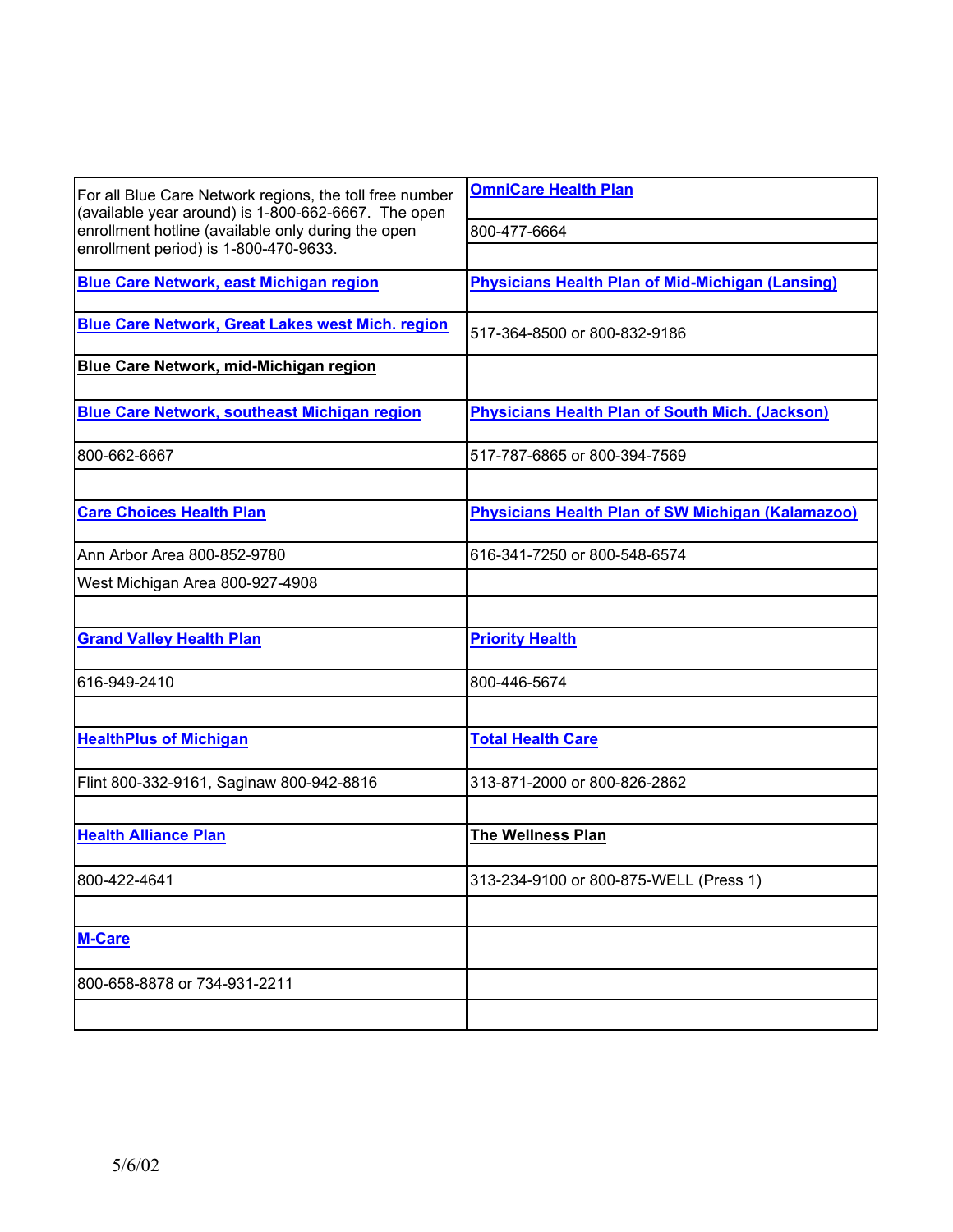| | |
|---|---|
| For all Blue Care Network regions, the toll free number (available year around) is 1-800-662-6667. The open enrollment hotline (available only during the open enrollment period) is 1-800-470-9633. | **OmniCare Health Plan** |
| | 800-477-6664 |
| | |
| **Blue Care Network, east Michigan region** | **Physicians Health Plan of Mid-Michigan (Lansing)** |
| **Blue Care Network, Great Lakes west Mich. region** | 517-364-8500 or 800-832-9186 |
| **Blue Care Network, mid-Michigan region** | |
| **Blue Care Network, southeast Michigan region** | **Physicians Health Plan of South Mich. (Jackson)** |
| 800-662-6667 | 517-787-6865 or 800-394-7569 |
| | |
| **Care Choices Health Plan** | **Physicians Health Plan of SW Michigan (Kalamazoo)** |
| Ann Arbor Area 800-852-9780 | 616-341-7250 or 800-548-6574 |
| West Michigan Area 800-927-4908 | |
| | |
| **Grand Valley Health Plan** | **Priority Health** |
| 616-949-2410 | 800-446-5674 |
| | |
| **HealthPlus of Michigan** | **Total Health Care** |
| Flint 800-332-9161, Saginaw 800-942-8816 | 313-871-2000 or 800-826-2862 |
| | |
| **Health Alliance Plan** | **The Wellness Plan** |
| 800-422-4641 | 313-234-9100 or 800-875-WELL (Press 1) |
| | |
| **M-Care** | |
| 800-658-8878 or 734-931-2211 | |
| | |

5/6/02